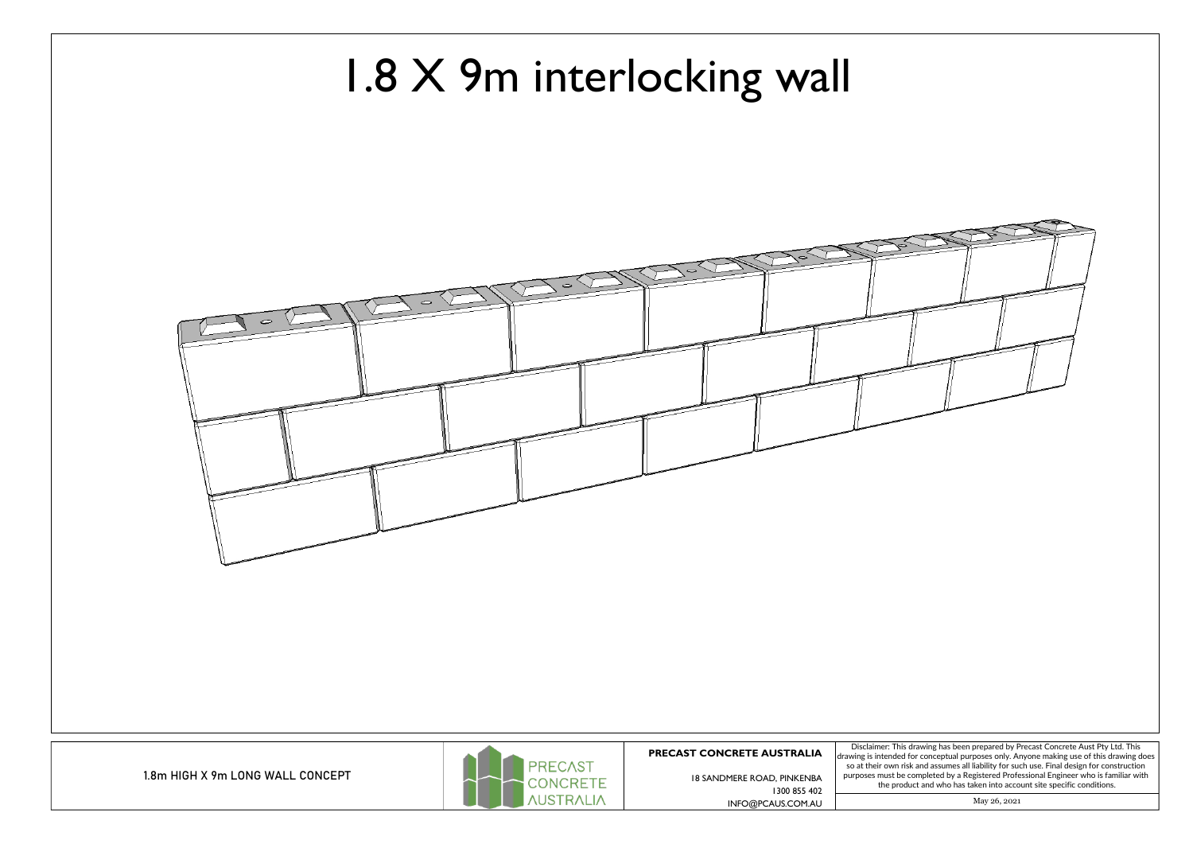# 1.8 X 9m interlocking wall

1.8m HIGH X 9m LONG WALL CONCEPT

PRECAST CONCRETE AUSTRALIA

**PRECAST CONCRETE AUSTRALIA**

18 SANDMERE ROAD, PINKENBA
1300 855 402
INFO@PCAUS.COM.AU

Disclaimer: This drawing has been prepared by Precast Concrete Aust Pty Ltd. This drawing is intended for conceptual purposes only. Anyone making use of this drawing does so at their own risk and assumes all liability for such use. Final design for construction purposes must be completed by a Registered Professional Engineer who is familiar with the product and who has taken into account site specific conditions.

May 26, 2021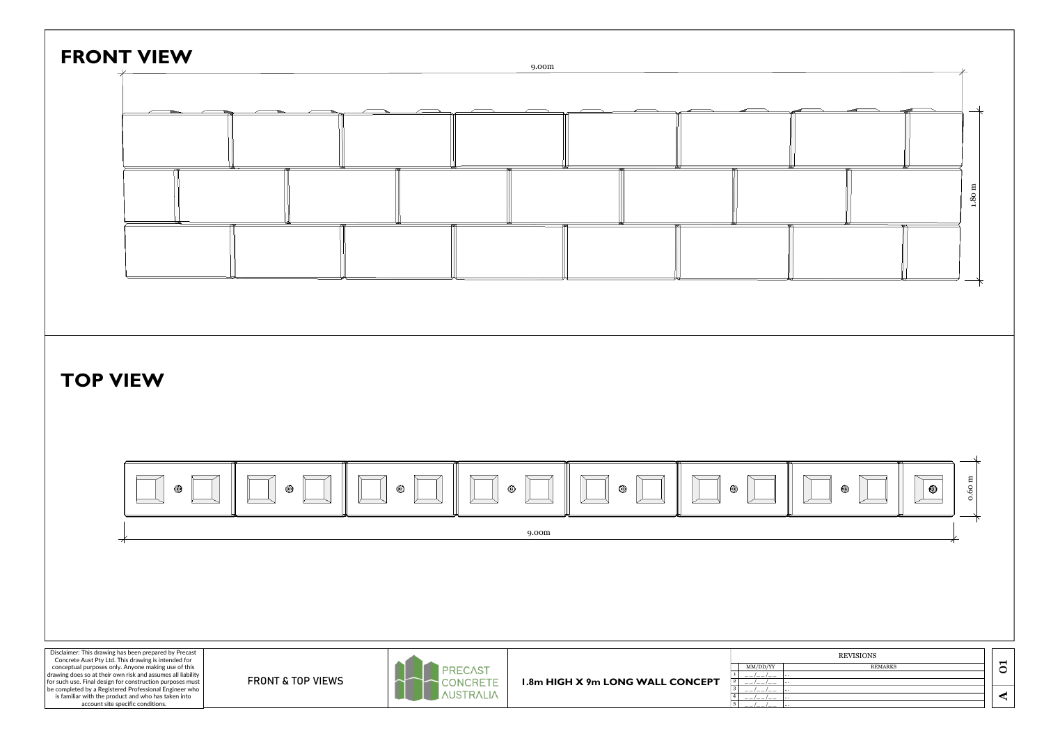## FRONT VIEW

9.00m

1.80 m

## TOP VIEW

0.60 m

9.00m

Disclaimer: This drawing has been prepared by Precast Concrete Aust Pty Ltd. This drawing is intended for conceptual purposes only. Anyone making use of this drawing does so at their own risk and assumes all liability for such use. Final design for construction purposes must be completed by a Registered Professional Engineer who is familiar with the product and who has taken into account site specific conditions.

FRONT & TOP VIEWS

PRECAST CONCRETE AUSTRALIA

**1.8m HIGH X 9m LONG WALL CONCEPT**

| REVISIONS | | |
|---|---|---|
| | MM/DD/YY | REMARKS |
| 1 | __/__/__ | ... |
| 2 | __/__/__ | ... |
| 3 | __/__/__ | ... |
| 4 | __/__/__ | ... |
| 5 | __/__/__ | ... |

01

A